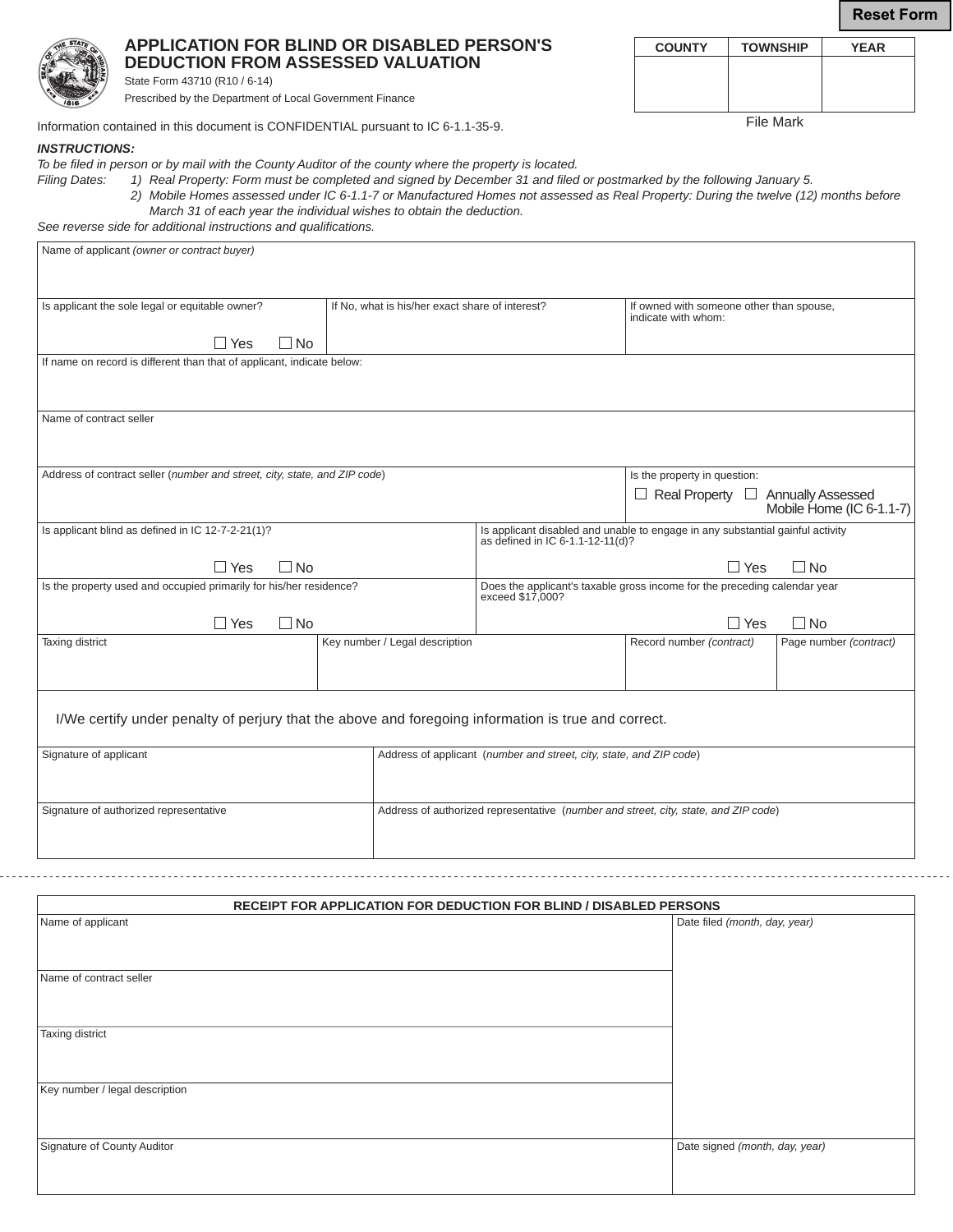Reset Form

# APPLICATION FOR BLIND OR DISABLED PERSON'S DEDUCTION FROM ASSESSED VALUATION

State Form 43710 (R10 / 6-14)

Prescribed by the Department of Local Government Finance

| COUNTY | TOWNSHIP | YEAR |
|---|---|---|
| | | |

File Mark

Information contained in this document is CONFIDENTIAL pursuant to IC 6-1.1-35-9.

***INSTRUCTIONS:***

*To be filed in person or by mail with the County Auditor of the county where the property is located.*

*Filing Dates:*
1) *Real Property: Form must be completed and signed by December 31 and filed or postmarked by the following January 5.*
2) *Mobile Homes assessed under IC 6-1.1-7 or Manufactured Homes not assessed as Real Property: During the twelve (12) months before March 31 of each year the individual wishes to obtain the deduction.*

*See reverse side for additional instructions and qualifications.*

| | | |
|---|---|---|
| Name of applicant *(owner or contract buyer)* | | |
| Is applicant the sole legal or equitable owner? ☐ Yes ☐ No | If No, what is his/her exact share of interest? | If owned with someone other than spouse, indicate with whom: |
| If name on record is different than that of applicant, indicate below: | | |
| Name of contract seller | | |
| Address of contract seller (*number and street, city, state, and ZIP code*) | | Is the property in question: ☐ Real Property ☐ Annually Assessed Mobile Home (IC 6-1.1-7) |
| Is applicant blind as defined in IC 12-7-2-21(1)? ☐ Yes ☐ No | Is applicant disabled and unable to engage in any substantial gainful activity as defined in IC 6-1.1-12-11(d)? ☐ Yes ☐ No | |
| Is the property used and occupied primarily for his/her residence? ☐ Yes ☐ No | Does the applicant's taxable gross income for the preceding calendar year exceed $17,000? ☐ Yes ☐ No | |

| Taxing district | Key number / Legal description | Record number *(contract)* | Page number *(contract)* |
|---|---|---|---|
| | | | |

I/We certify under penalty of perjury that the above and foregoing information is true and correct.

| Signature of applicant | Address of applicant (*number and street, city, state, and ZIP code*) |
|---|---|
| Signature of authorized representative | Address of authorized representative (*number and street, city, state, and ZIP code*) |

---

## RECEIPT FOR APPLICATION FOR DEDUCTION FOR BLIND / DISABLED PERSONS

| | |
|---|---|
| Name of applicant | Date filed *(month, day, year)* |
| Name of contract seller | |
| Taxing district | |
| Key number / legal description | |
| Signature of County Auditor | Date signed *(month, day, year)* |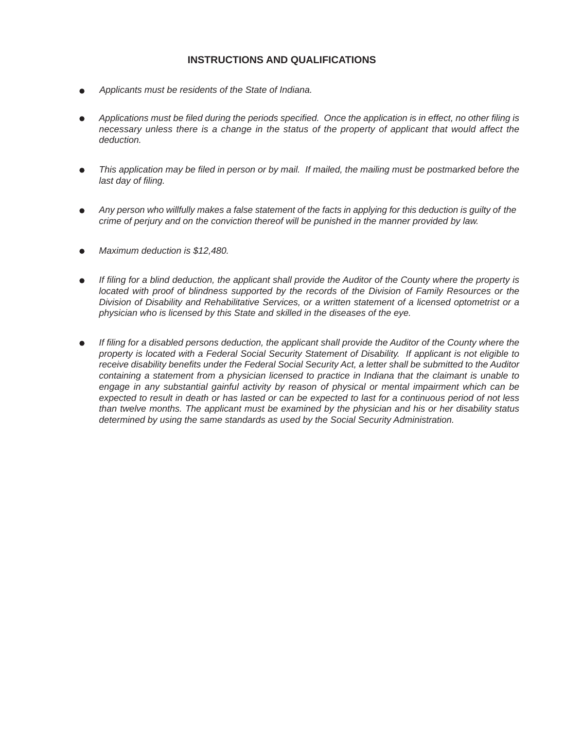## INSTRUCTIONS AND QUALIFICATIONS

- *Applicants must be residents of the State of Indiana.*

- *Applications must be filed during the periods specified. Once the application is in effect, no other filing is necessary unless there is a change in the status of the property of applicant that would affect the deduction.*

- *This application may be filed in person or by mail. If mailed, the mailing must be postmarked before the last day of filing.*

- *Any person who willfully makes a false statement of the facts in applying for this deduction is guilty of the crime of perjury and on the conviction thereof will be punished in the manner provided by law.*

- *Maximum deduction is $12,480.*

- *If filing for a blind deduction, the applicant shall provide the Auditor of the County where the property is located with proof of blindness supported by the records of the Division of Family Resources or the Division of Disability and Rehabilitative Services, or a written statement of a licensed optometrist or a physician who is licensed by this State and skilled in the diseases of the eye.*

- *If filing for a disabled persons deduction, the applicant shall provide the Auditor of the County where the property is located with a Federal Social Security Statement of Disability. If applicant is not eligible to receive disability benefits under the Federal Social Security Act, a letter shall be submitted to the Auditor containing a statement from a physician licensed to practice in Indiana that the claimant is unable to engage in any substantial gainful activity by reason of physical or mental impairment which can be expected to result in death or has lasted or can be expected to last for a continuous period of not less than twelve months. The applicant must be examined by the physician and his or her disability status determined by using the same standards as used by the Social Security Administration.*